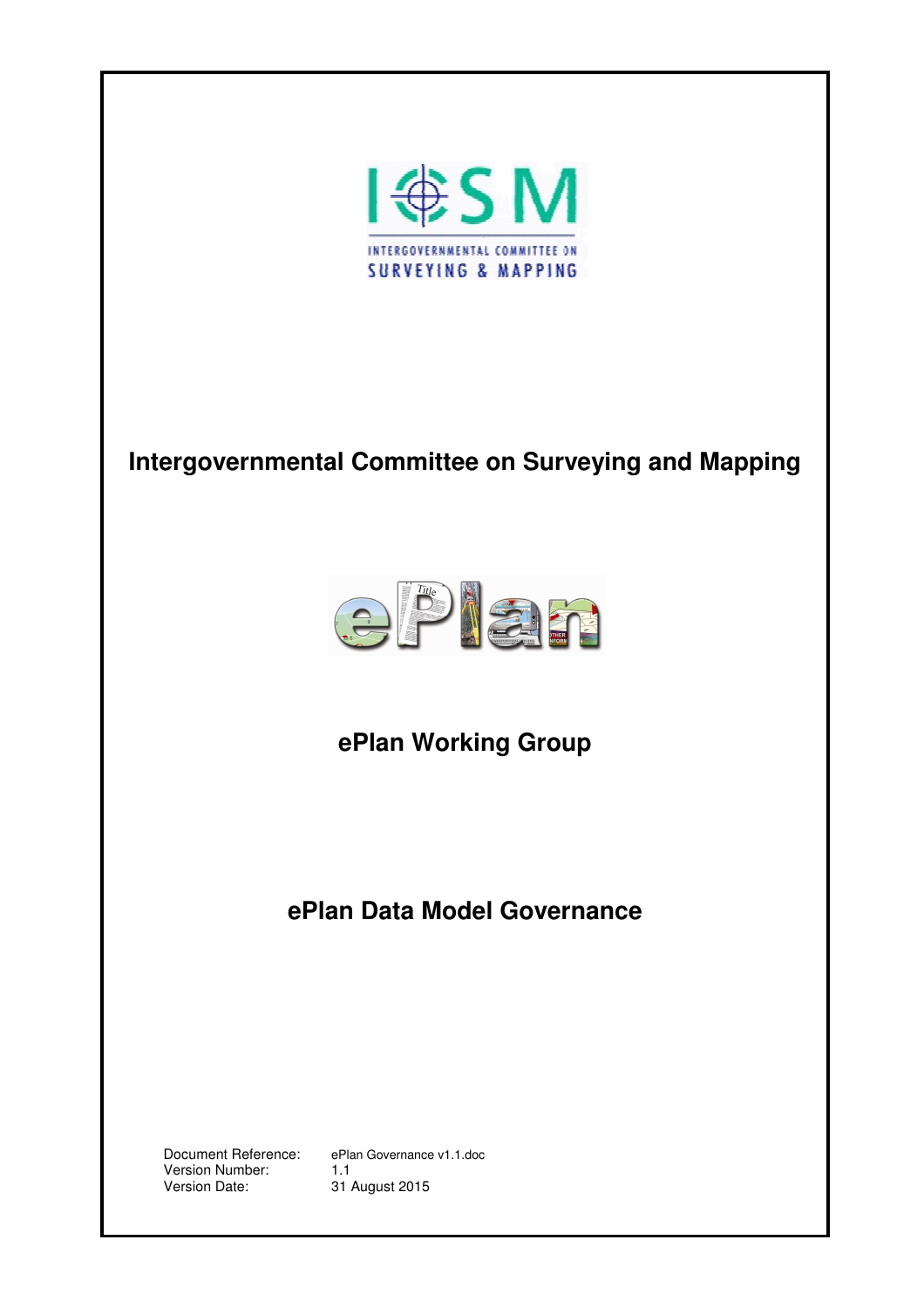# Intergovernmental Committee on Surveying and Mapping

## ePlan Working Group

## ePlan Data Model Governance

Document Reference: ePlan Governance v1.1.doc
Version Number: 1.1
Version Date: 31 August 2015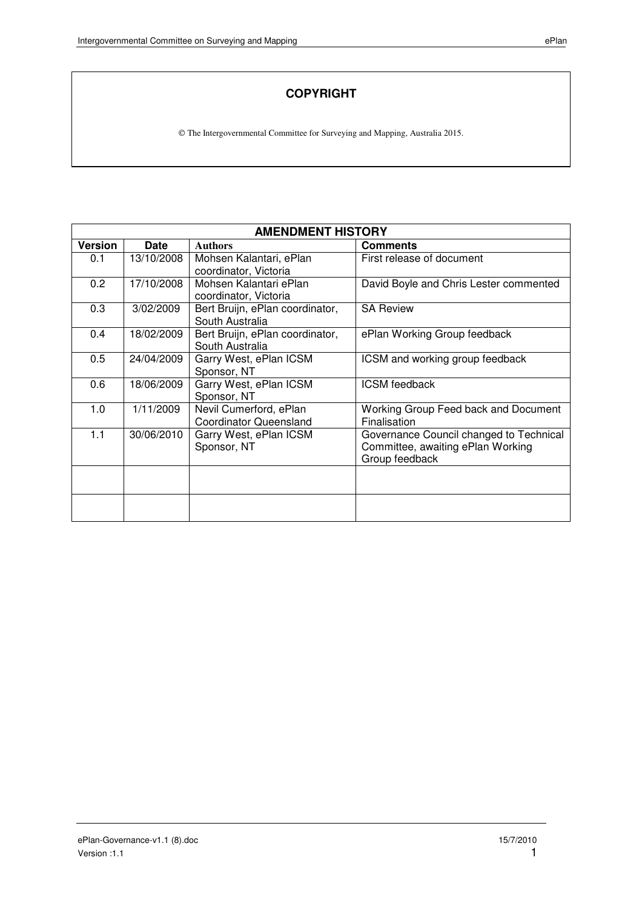## COPYRIGHT

© The Intergovernmental Committee for Surveying and Mapping, Australia 2015.

| AMENDMENT HISTORY | | | |
|---|---|---|---|
| **Version** | **Date** | **Authors** | **Comments** |
| 0.1 | 13/10/2008 | Mohsen Kalantari, ePlan coordinator, Victoria | First release of document |
| 0.2 | 17/10/2008 | Mohsen Kalantari ePlan coordinator, Victoria | David Boyle and Chris Lester commented |
| 0.3 | 3/02/2009 | Bert Bruijn, ePlan coordinator, South Australia | SA Review |
| 0.4 | 18/02/2009 | Bert Bruijn, ePlan coordinator, South Australia | ePlan Working Group feedback |
| 0.5 | 24/04/2009 | Garry West, ePlan ICSM Sponsor, NT | ICSM and working group feedback |
| 0.6 | 18/06/2009 | Garry West, ePlan ICSM Sponsor, NT | ICSM feedback |
| 1.0 | 1/11/2009 | Nevil Cumerford, ePlan Coordinator Queensland | Working Group Feed back and Document Finalisation |
| 1.1 | 30/06/2010 | Garry West, ePlan ICSM Sponsor, NT | Governance Council changed to Technical Committee, awaiting ePlan Working Group feedback |
| | | | |
| | | | |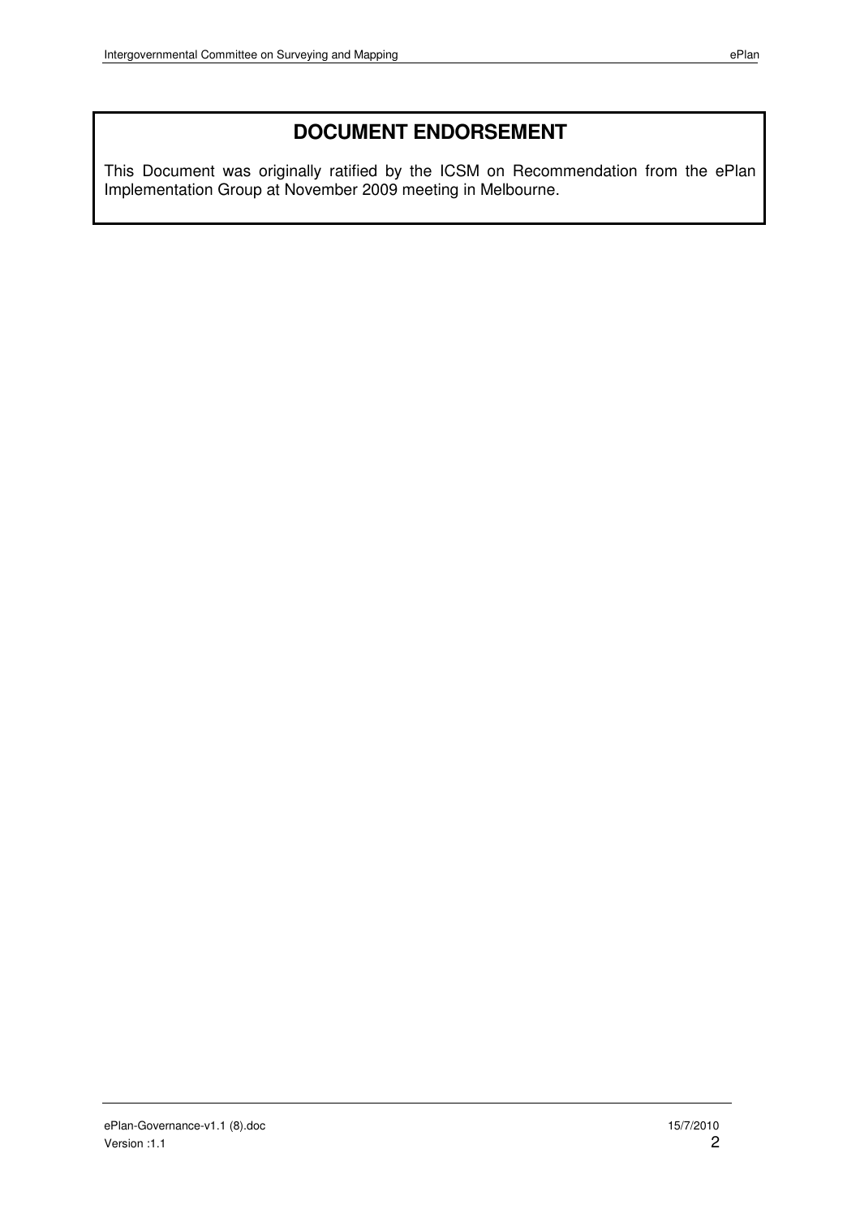# DOCUMENT ENDORSEMENT

This Document was originally ratified by the ICSM on Recommendation from the ePlan Implementation Group at November 2009 meeting in Melbourne.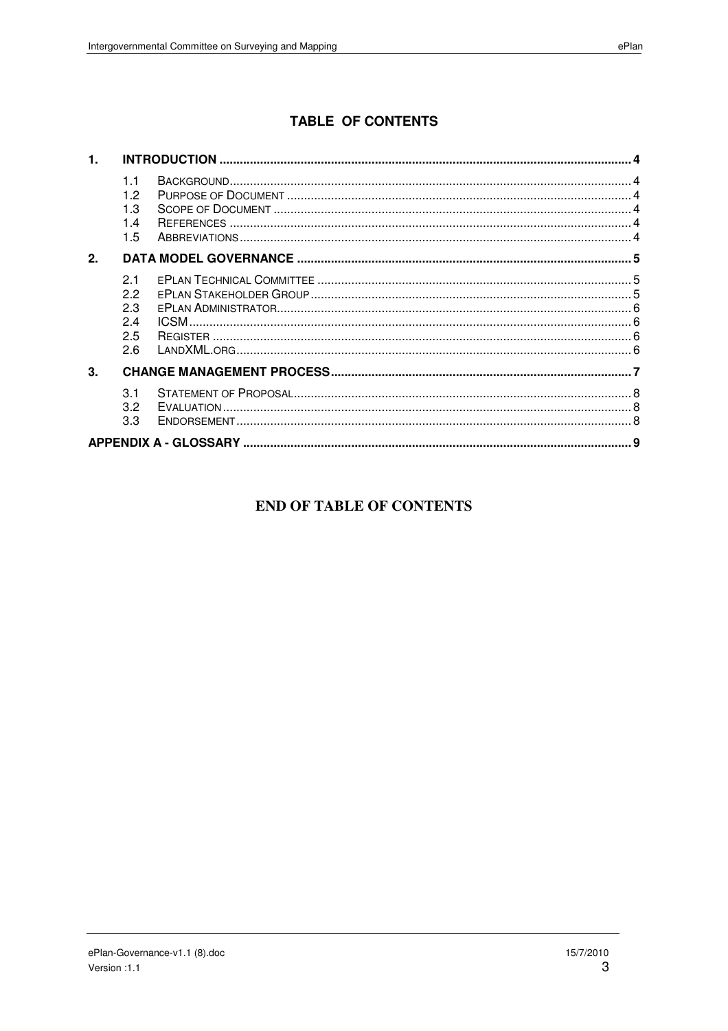## TABLE OF CONTENTS

1. **INTRODUCTION** ..... 4
   - 1.1 BACKGROUND ..... 4
   - 1.2 PURPOSE OF DOCUMENT ..... 4
   - 1.3 SCOPE OF DOCUMENT ..... 4
   - 1.4 REFERENCES ..... 4
   - 1.5 ABBREVIATIONS ..... 4
2. **DATA MODEL GOVERNANCE** ..... 5
   - 2.1 EPLAN TECHNICAL COMMITTEE ..... 5
   - 2.2 EPLAN STAKEHOLDER GROUP ..... 5
   - 2.3 EPLAN ADMINISTRATOR ..... 6
   - 2.4 ICSM ..... 6
   - 2.5 REGISTER ..... 6
   - 2.6 LANDXML.ORG ..... 6
3. **CHANGE MANAGEMENT PROCESS** ..... 7
   - 3.1 STATEMENT OF PROPOSAL ..... 8
   - 3.2 EVALUATION ..... 8
   - 3.3 ENDORSEMENT ..... 8

**APPENDIX A - GLOSSARY** ..... 9

**END OF TABLE OF CONTENTS**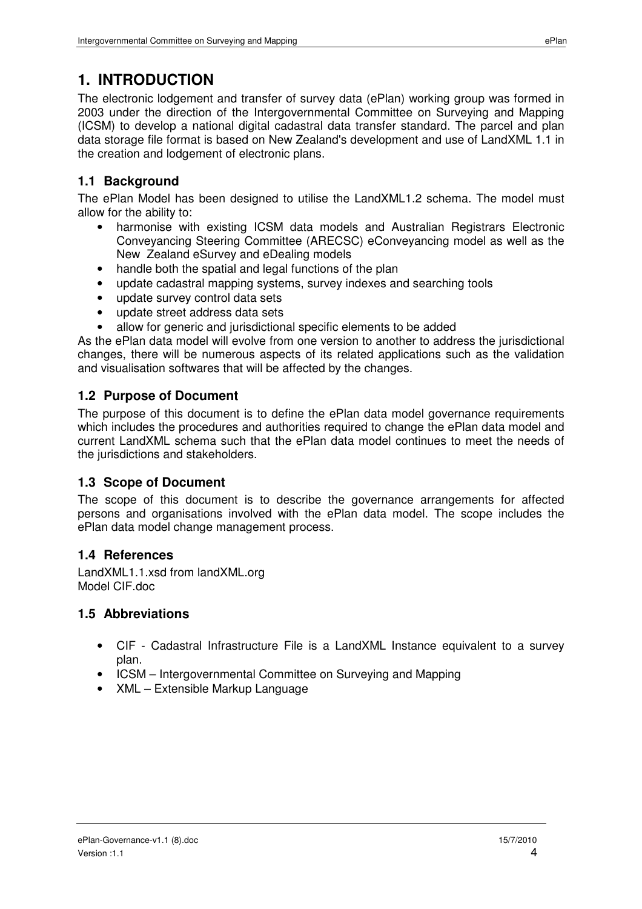# 1. INTRODUCTION

The electronic lodgement and transfer of survey data (ePlan) working group was formed in 2003 under the direction of the Intergovernmental Committee on Surveying and Mapping (ICSM) to develop a national digital cadastral data transfer standard. The parcel and plan data storage file format is based on New Zealand's development and use of LandXML 1.1 in the creation and lodgement of electronic plans.

## 1.1 Background

The ePlan Model has been designed to utilise the LandXML1.2 schema. The model must allow for the ability to:

- harmonise with existing ICSM data models and Australian Registrars Electronic Conveyancing Steering Committee (ARECSC) eConveyancing model as well as the New Zealand eSurvey and eDealing models
- handle both the spatial and legal functions of the plan
- update cadastral mapping systems, survey indexes and searching tools
- update survey control data sets
- update street address data sets
- allow for generic and jurisdictional specific elements to be added

As the ePlan data model will evolve from one version to another to address the jurisdictional changes, there will be numerous aspects of its related applications such as the validation and visualisation softwares that will be affected by the changes.

## 1.2 Purpose of Document

The purpose of this document is to define the ePlan data model governance requirements which includes the procedures and authorities required to change the ePlan data model and current LandXML schema such that the ePlan data model continues to meet the needs of the jurisdictions and stakeholders.

## 1.3 Scope of Document

The scope of this document is to describe the governance arrangements for affected persons and organisations involved with the ePlan data model. The scope includes the ePlan data model change management process.

## 1.4 References

LandXML1.1.xsd from landXML.org
Model CIF.doc

## 1.5 Abbreviations

- CIF - Cadastral Infrastructure File is a LandXML Instance equivalent to a survey plan.
- ICSM – Intergovernmental Committee on Surveying and Mapping
- XML – Extensible Markup Language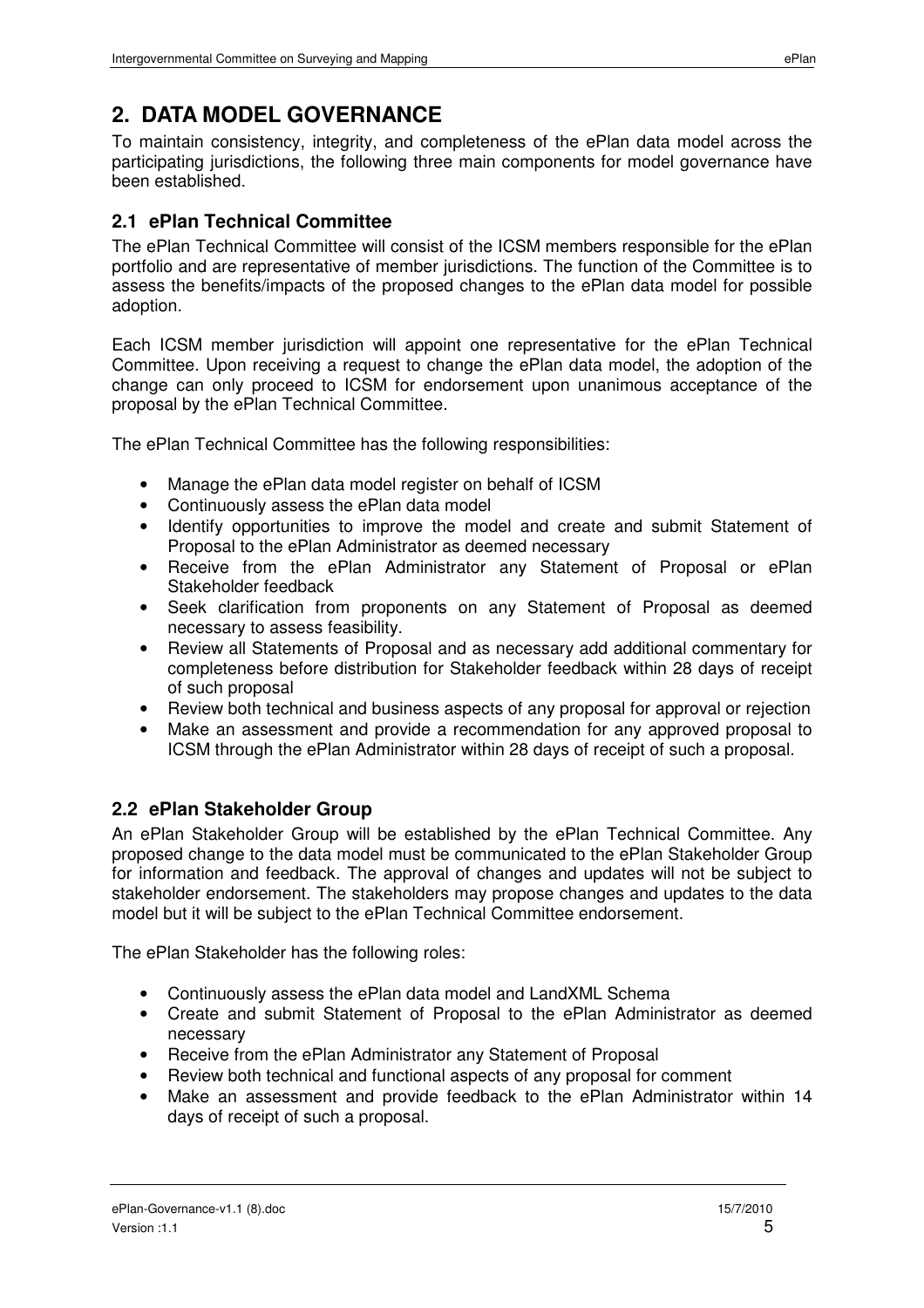# 2. DATA MODEL GOVERNANCE

To maintain consistency, integrity, and completeness of the ePlan data model across the participating jurisdictions, the following three main components for model governance have been established.

## 2.1 ePlan Technical Committee

The ePlan Technical Committee will consist of the ICSM members responsible for the ePlan portfolio and are representative of member jurisdictions. The function of the Committee is to assess the benefits/impacts of the proposed changes to the ePlan data model for possible adoption.

Each ICSM member jurisdiction will appoint one representative for the ePlan Technical Committee. Upon receiving a request to change the ePlan data model, the adoption of the change can only proceed to ICSM for endorsement upon unanimous acceptance of the proposal by the ePlan Technical Committee.

The ePlan Technical Committee has the following responsibilities:

- Manage the ePlan data model register on behalf of ICSM
- Continuously assess the ePlan data model
- Identify opportunities to improve the model and create and submit Statement of Proposal to the ePlan Administrator as deemed necessary
- Receive from the ePlan Administrator any Statement of Proposal or ePlan Stakeholder feedback
- Seek clarification from proponents on any Statement of Proposal as deemed necessary to assess feasibility.
- Review all Statements of Proposal and as necessary add additional commentary for completeness before distribution for Stakeholder feedback within 28 days of receipt of such proposal
- Review both technical and business aspects of any proposal for approval or rejection
- Make an assessment and provide a recommendation for any approved proposal to ICSM through the ePlan Administrator within 28 days of receipt of such a proposal.

## 2.2 ePlan Stakeholder Group

An ePlan Stakeholder Group will be established by the ePlan Technical Committee. Any proposed change to the data model must be communicated to the ePlan Stakeholder Group for information and feedback. The approval of changes and updates will not be subject to stakeholder endorsement. The stakeholders may propose changes and updates to the data model but it will be subject to the ePlan Technical Committee endorsement.

The ePlan Stakeholder has the following roles:

- Continuously assess the ePlan data model and LandXML Schema
- Create and submit Statement of Proposal to the ePlan Administrator as deemed necessary
- Receive from the ePlan Administrator any Statement of Proposal
- Review both technical and functional aspects of any proposal for comment
- Make an assessment and provide feedback to the ePlan Administrator within 14 days of receipt of such a proposal.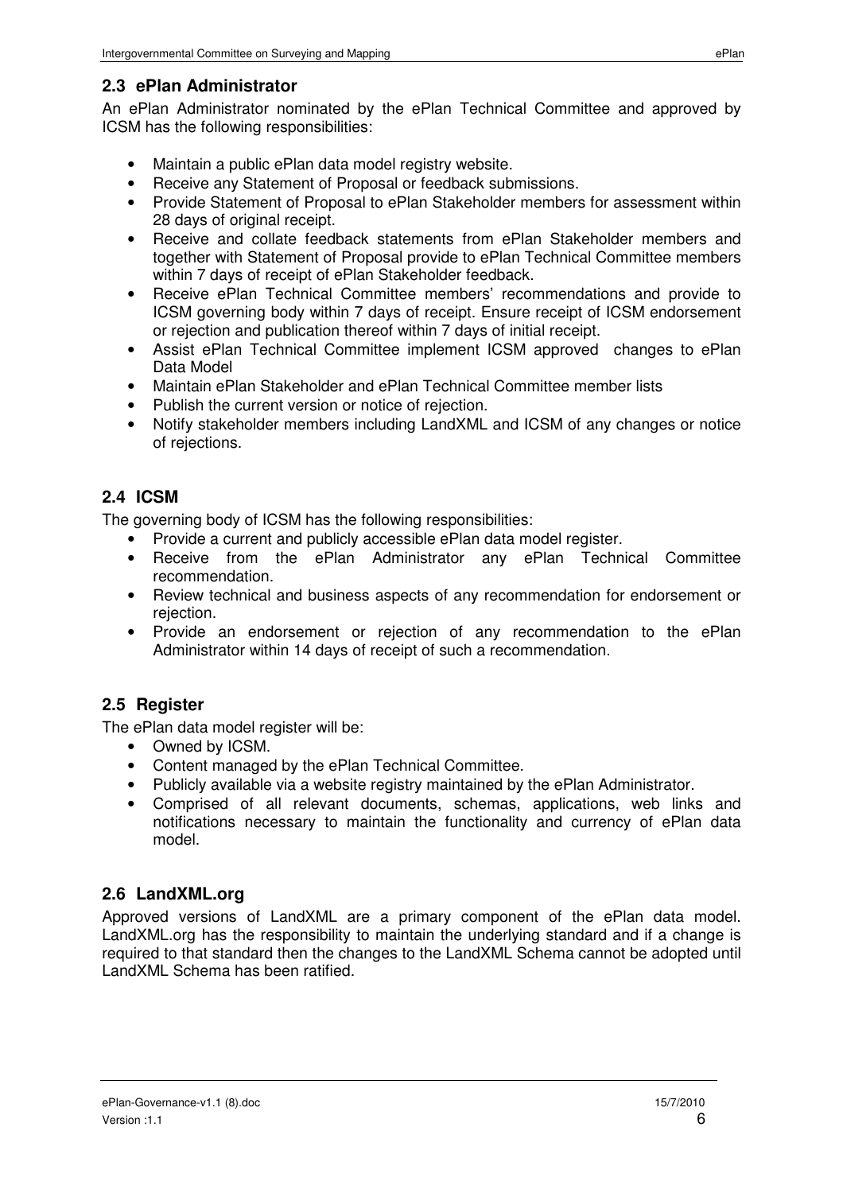## 2.3 ePlan Administrator

An ePlan Administrator nominated by the ePlan Technical Committee and approved by ICSM has the following responsibilities:

- Maintain a public ePlan data model registry website.
- Receive any Statement of Proposal or feedback submissions.
- Provide Statement of Proposal to ePlan Stakeholder members for assessment within 28 days of original receipt.
- Receive and collate feedback statements from ePlan Stakeholder members and together with Statement of Proposal provide to ePlan Technical Committee members within 7 days of receipt of ePlan Stakeholder feedback.
- Receive ePlan Technical Committee members' recommendations and provide to ICSM governing body within 7 days of receipt. Ensure receipt of ICSM endorsement or rejection and publication thereof within 7 days of initial receipt.
- Assist ePlan Technical Committee implement ICSM approved changes to ePlan Data Model
- Maintain ePlan Stakeholder and ePlan Technical Committee member lists
- Publish the current version or notice of rejection.
- Notify stakeholder members including LandXML and ICSM of any changes or notice of rejections.

## 2.4 ICSM

The governing body of ICSM has the following responsibilities:

- Provide a current and publicly accessible ePlan data model register.
- Receive from the ePlan Administrator any ePlan Technical Committee recommendation.
- Review technical and business aspects of any recommendation for endorsement or rejection.
- Provide an endorsement or rejection of any recommendation to the ePlan Administrator within 14 days of receipt of such a recommendation.

## 2.5 Register

The ePlan data model register will be:

- Owned by ICSM.
- Content managed by the ePlan Technical Committee.
- Publicly available via a website registry maintained by the ePlan Administrator.
- Comprised of all relevant documents, schemas, applications, web links and notifications necessary to maintain the functionality and currency of ePlan data model.

## 2.6 LandXML.org

Approved versions of LandXML are a primary component of the ePlan data model. LandXML.org has the responsibility to maintain the underlying standard and if a change is required to that standard then the changes to the LandXML Schema cannot be adopted until LandXML Schema has been ratified.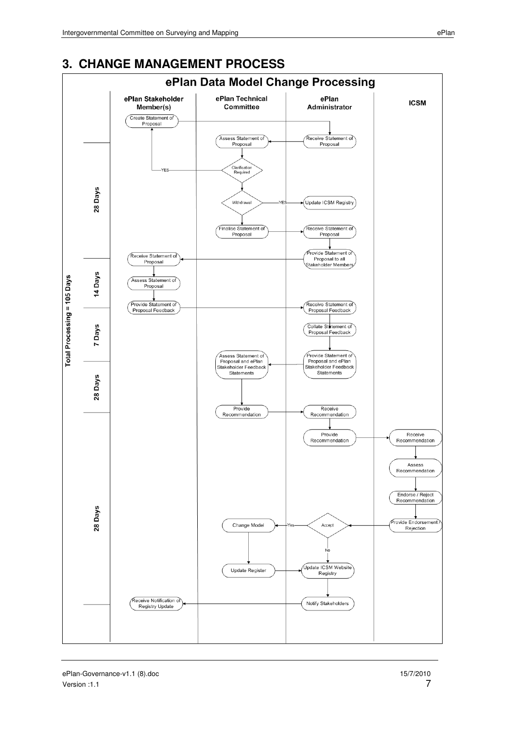## 3. CHANGE MANAGEMENT PROCESS

### ePlan Data Model Change Processing

**Swimlanes:** ePlan Stakeholder Member(s) | ePlan Technical Committee | ePlan Administrator | ICSM

**Total Processing = 105 Days**

**28 Days**

- ePlan Stakeholder Member(s): Create Statement of Proposal
- ePlan Administrator: Receive Statement of Proposal
- ePlan Technical Committee: Assess Statement of Proposal
- ePlan Technical Committee: Clarification Required
  - YES → ePlan Stakeholder Member(s): Create Statement of Proposal
- ePlan Technical Committee: Withdrawal
  - YES → ePlan Administrator: Update ICSM Registry
- ePlan Technical Committee: Finalise Statement of Proposal
- ePlan Administrator: Receive Statement of Proposal
- ePlan Administrator: Provide Statement of Proposal to all Stakeholder Members

**14 Days**

- ePlan Stakeholder Member(s): Receive Statement of Proposal
- ePlan Stakeholder Member(s): Assess Statement of Proposal
- ePlan Stakeholder Member(s): Provide Statement of Proposal Feedback
- ePlan Administrator: Receive Statement of Proposal Feedback

**7 Days**

- ePlan Administrator: Collate Statement of Proposal Feedback
- ePlan Administrator: Provide Statement of Proposal and ePlan Stakeholder Feedback Statements

**28 Days**

- ePlan Technical Committee: Assess Statement of Proposal and ePlan Stakeholder Feedback Statements
- ePlan Technical Committee: Provide Recommendation
- ePlan Administrator: Receive Recommendation

**28 Days**

- ePlan Administrator: Provide Recommendation
- ICSM: Receive Recommendation
- ICSM: Assess Recommendation
- ICSM: Endorse / Reject Recommendation
- ICSM: Provide Endorsement / Rejection
- ePlan Administrator: Accept
  - Yes → ePlan Technical Committee: Change Model → Update Register → ePlan Administrator: Update ICSM Website Registry
  - No → ePlan Administrator: Update ICSM Website Registry
- ePlan Administrator: Notify Stakeholders
- ePlan Stakeholder Member(s): Receive Notification of Registry Update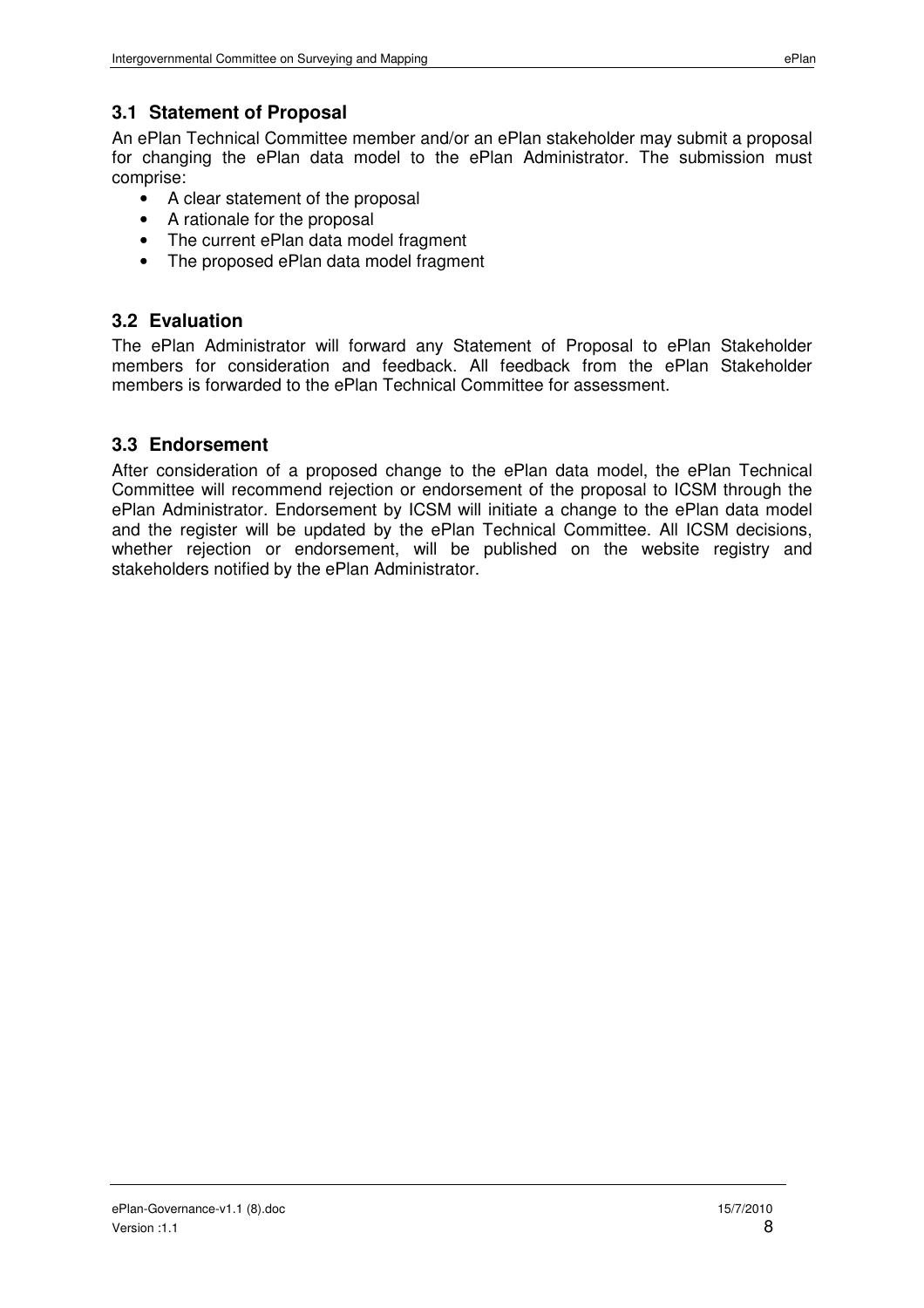## 3.1 Statement of Proposal

An ePlan Technical Committee member and/or an ePlan stakeholder may submit a proposal for changing the ePlan data model to the ePlan Administrator. The submission must comprise:

- A clear statement of the proposal
- A rationale for the proposal
- The current ePlan data model fragment
- The proposed ePlan data model fragment

## 3.2 Evaluation

The ePlan Administrator will forward any Statement of Proposal to ePlan Stakeholder members for consideration and feedback. All feedback from the ePlan Stakeholder members is forwarded to the ePlan Technical Committee for assessment.

## 3.3 Endorsement

After consideration of a proposed change to the ePlan data model, the ePlan Technical Committee will recommend rejection or endorsement of the proposal to ICSM through the ePlan Administrator. Endorsement by ICSM will initiate a change to the ePlan data model and the register will be updated by the ePlan Technical Committee. All ICSM decisions, whether rejection or endorsement, will be published on the website registry and stakeholders notified by the ePlan Administrator.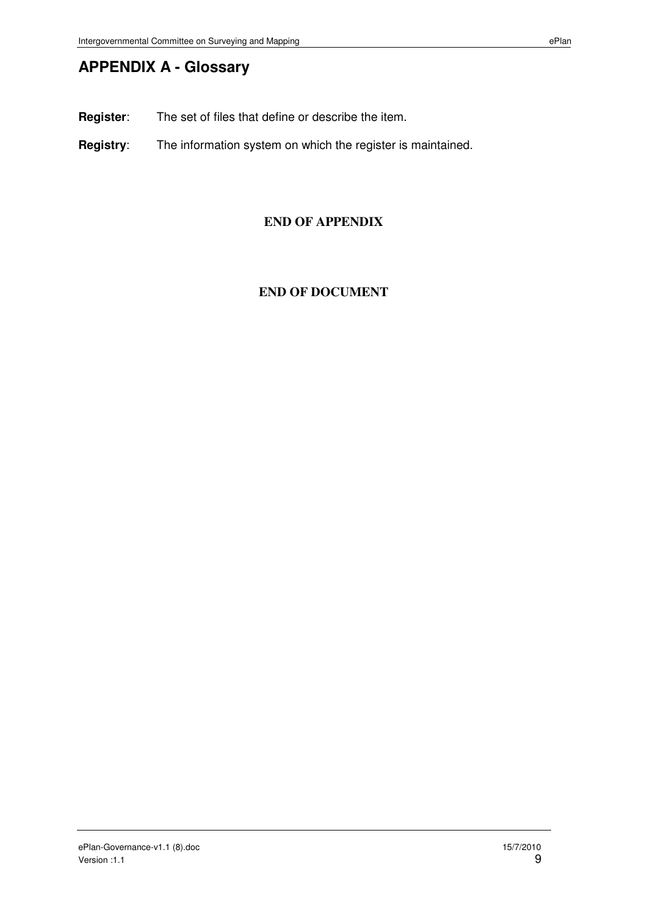## APPENDIX A - Glossary

**Register**: The set of files that define or describe the item.

**Registry**: The information system on which the register is maintained.

**END OF APPENDIX**

**END OF DOCUMENT**